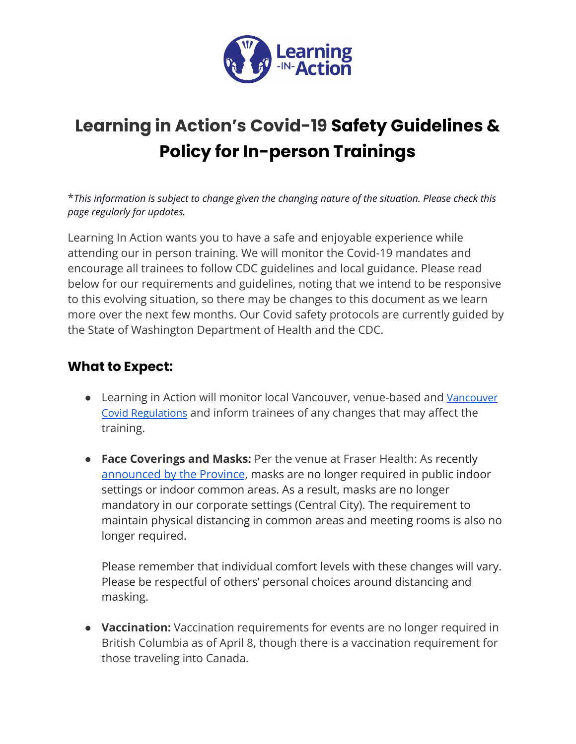# Learning in Action's Covid-19 Safety Guidelines & Policy for In-person Trainings

*This information is subject to change given the changing nature of the situation. Please check this page regularly for updates.*

Learning In Action wants you to have a safe and enjoyable experience while attending our in person training. We will monitor the Covid-19 mandates and encourage all trainees to follow CDC guidelines and local guidance. Please read below for our requirements and guidelines, noting that we intend to be responsive to this evolving situation, so there may be changes to this document as we learn more over the next few months. Our Covid safety protocols are currently guided by the State of Washington Department of Health and the CDC.

## What to Expect:

- Learning in Action will monitor local Vancouver, venue-based and Vancouver Covid Regulations and inform trainees of any changes that may affect the training.
- **Face Coverings and Masks:** Per the venue at Fraser Health: As recently announced by the Province, masks are no longer required in public indoor settings or indoor common areas. As a result, masks are no longer mandatory in our corporate settings (Central City). The requirement to maintain physical distancing in common areas and meeting rooms is also no longer required.

  Please remember that individual comfort levels with these changes will vary. Please be respectful of others' personal choices around distancing and masking.

- **Vaccination:** Vaccination requirements for events are no longer required in British Columbia as of April 8, though there is a vaccination requirement for those traveling into Canada.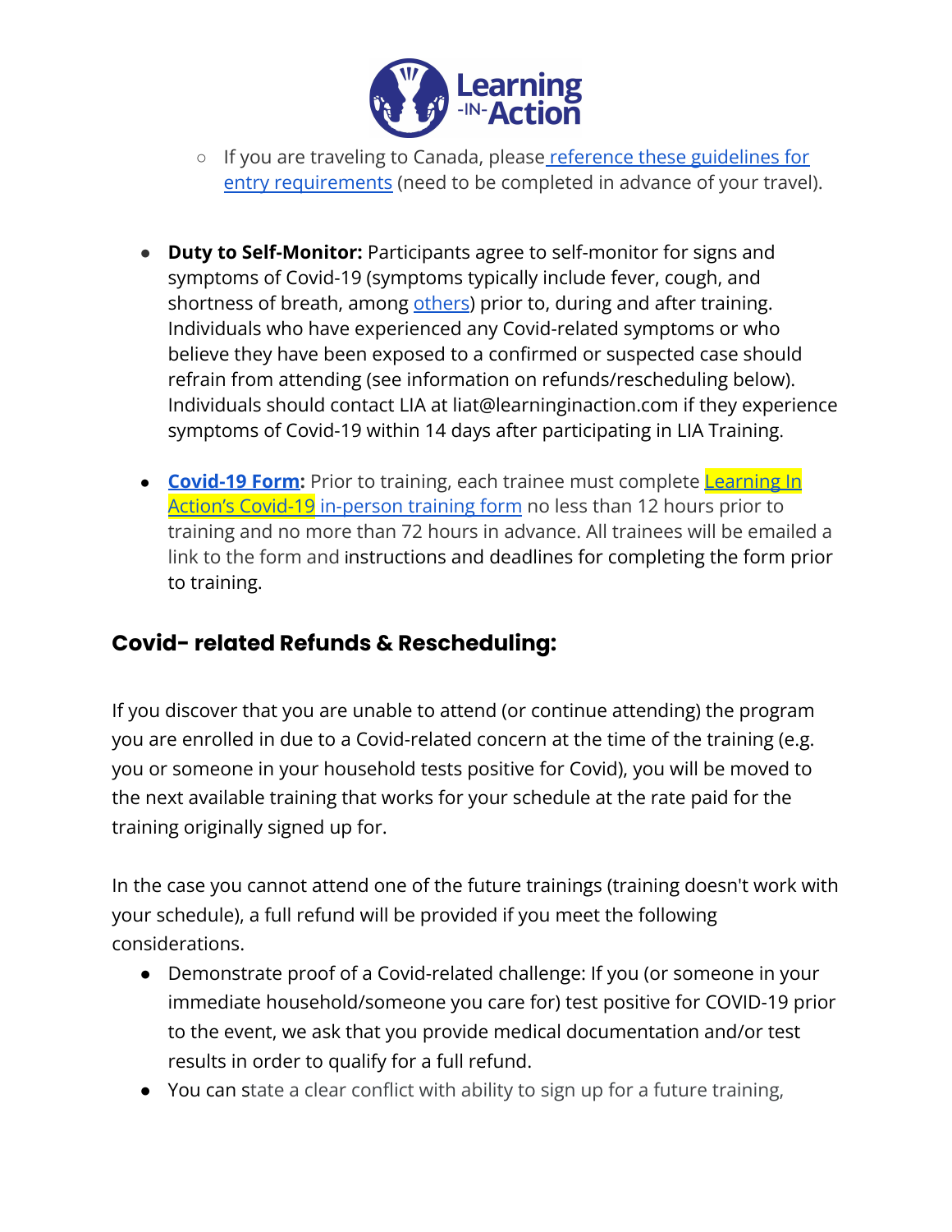- If you are traveling to Canada, please reference these guidelines for entry requirements (need to be completed in advance of your travel).

- **Duty to Self-Monitor:** Participants agree to self-monitor for signs and symptoms of Covid-19 (symptoms typically include fever, cough, and shortness of breath, among others) prior to, during and after training. Individuals who have experienced any Covid-related symptoms or who believe they have been exposed to a confirmed or suspected case should refrain from attending (see information on refunds/rescheduling below). Individuals should contact LIA at liat@learninginaction.com if they experience symptoms of Covid-19 within 14 days after participating in LIA Training.

- **Covid-19 Form:** Prior to training, each trainee must complete Learning In Action's Covid-19 in-person training form no less than 12 hours prior to training and no more than 72 hours in advance. All trainees will be emailed a link to the form and instructions and deadlines for completing the form prior to training.

## Covid- related Refunds & Rescheduling:

If you discover that you are unable to attend (or continue attending) the program you are enrolled in due to a Covid-related concern at the time of the training (e.g. you or someone in your household tests positive for Covid), you will be moved to the next available training that works for your schedule at the rate paid for the training originally signed up for.

In the case you cannot attend one of the future trainings (training doesn't work with your schedule), a full refund will be provided if you meet the following considerations.

- Demonstrate proof of a Covid-related challenge: If you (or someone in your immediate household/someone you care for) test positive for COVID-19 prior to the event, we ask that you provide medical documentation and/or test results in order to qualify for a full refund.
- You can state a clear conflict with ability to sign up for a future training,